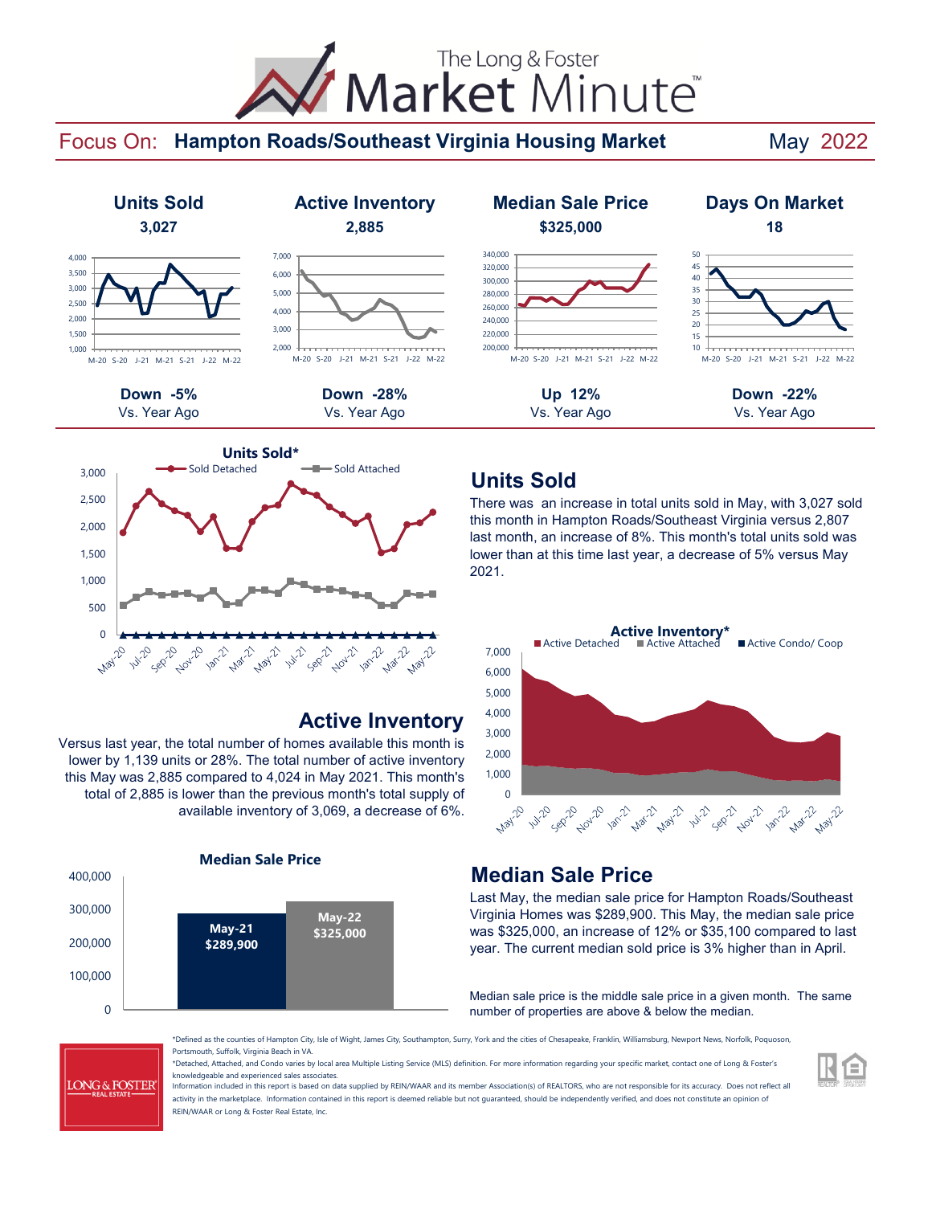# The Long & Foster Market Minute™

## Focus On: Hampton Roads/Southeast Virginia Housing Market — May 2022

| Units Sold | Active Inventory | Median Sale Price | Days On Market |
|---|---|---|---|
| 3,027 | 2,885 | $325,000 | 18 |
| Down -5% Vs. Year Ago | Down -28% Vs. Year Ago | Up 12% Vs. Year Ago | Down -22% Vs. Year Ago |

## Units Sold

There was an increase in total units sold in May, with 3,027 sold this month in Hampton Roads/Southeast Virginia versus 2,807 last month, an increase of 8%. This month's total units sold was lower than at this time last year, a decrease of 5% versus May 2021.

## Active Inventory

Versus last year, the total number of homes available this month is lower by 1,139 units or 28%. The total number of active inventory this May was 2,885 compared to 4,024 in May 2021. This month's total of 2,885 is lower than the previous month's total supply of available inventory of 3,069, a decrease of 6%.

## Median Sale Price

Last May, the median sale price for Hampton Roads/Southeast Virginia Homes was $289,900. This May, the median sale price was $325,000, an increase of 12% or $35,100 compared to last year. The current median sold price is 3% higher than in April.

**Median Sale Price**

| May-21 | May-22 |
|---|---|
| $289,900 | $325,000 |

Median sale price is the middle sale price in a given month. The same number of properties are above & below the median.

*Defined as the counties of Hampton City, Isle of Wight, James City, Southampton, Surry, York and the cities of Chesapeake, Franklin, Williamsburg, Newport News, Norfolk, Poquoson, Portsmouth, Suffolk, Virginia Beach in VA.

*Detached, Attached, and Condo varies by local area Multiple Listing Service (MLS) definition. For more information regarding your specific market, contact one of Long & Foster's knowledgeable and experienced sales associates.

Information included in this report is based on data supplied by REIN/WAAR and its member Association(s) of REALTORS, who are not responsible for its accuracy. Does not reflect all activity in the marketplace. Information contained in this report is deemed reliable but not guaranteed, should be independently verified, and does not constitute an opinion of REIN/WAAR or Long & Foster Real Estate, Inc.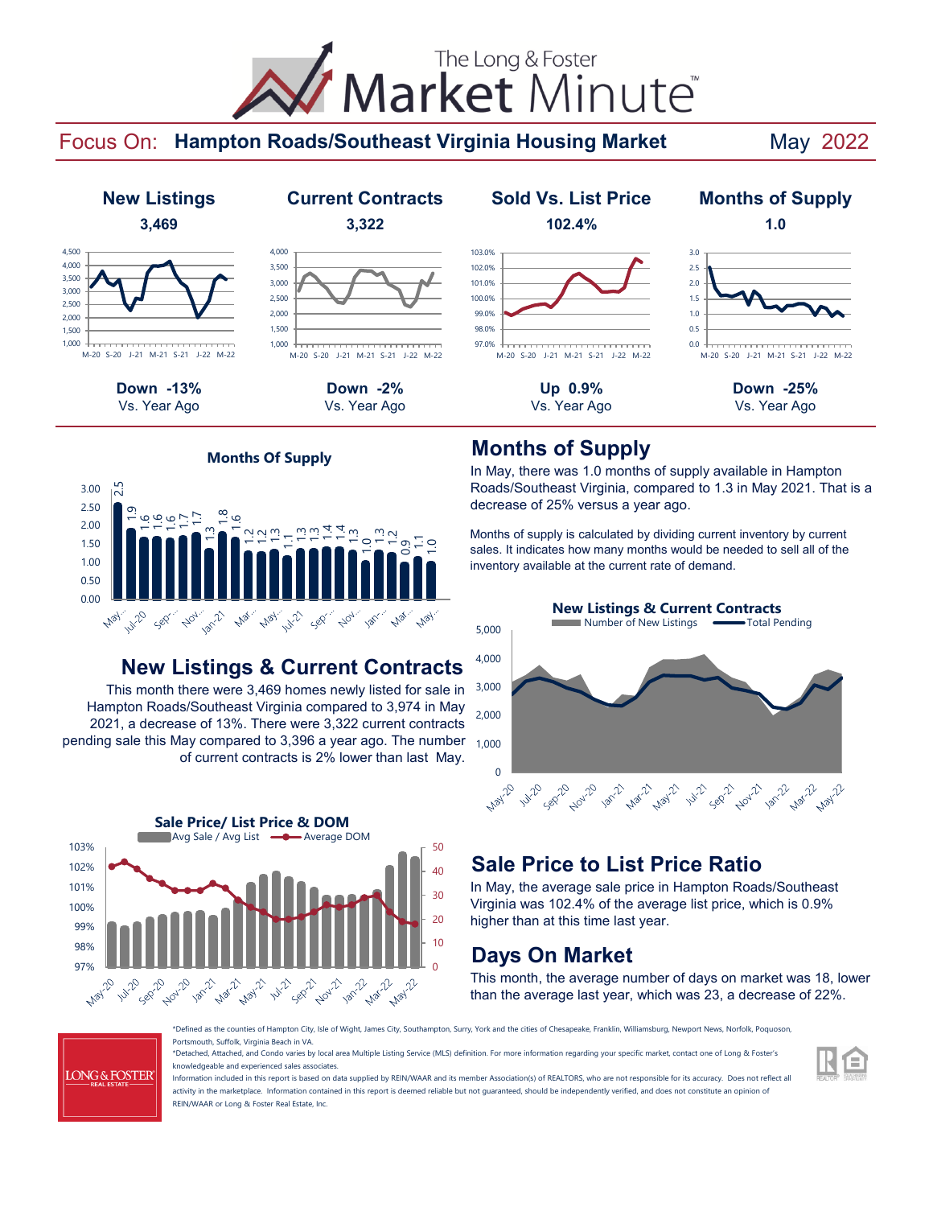# The Long & Foster Market Minute™

## Focus On: Hampton Roads/Southeast Virginia Housing Market — May 2022

### New Listings
**3,469**

4,500
4,000
3,500
3,000
2,500
2,000
1,500
1,000
M-20 S-20 J-21 M-21 S-21 J-22 M-22

**Down -13%**
Vs. Year Ago

### Current Contracts
**3,322**

4,000
3,500
3,000
2,500
2,000
1,500
1,000
M-20 S-20 J-21 M-21 S-21 J-22 M-22

**Down -2%**
Vs. Year Ago

### Sold Vs. List Price
**102.4%**

103.0%
102.0%
101.0%
100.0%
99.0%
98.0%
97.0%
M-20 S-20 J-21 M-21 S-21 J-22 M-22

**Up 0.9%**
Vs. Year Ago

### Months of Supply
**1.0**

3.0
2.5
2.0
1.5
1.0
0.5
0.0
M-20 S-20 J-21 M-21 S-21 J-22 M-22

**Down -25%**
Vs. Year Ago

**Months Of Supply**

3.00
2.50
2.00
1.50
1.00
0.50
0.00

2.5 1.9 1.6 1.6 1.6 1.7 1.7 1.3 1.8 1.6 1.2 1.2 1.3 1.1 1.3 1.3 1.4 1.4 1.3 1.0 1.3 1.2 0.9 1.1 1.0

May... Jul-20 Sep-... Nov... Jan-21 Mar... May... Jul-21 Sep-... Nov... Jan-... Mar... May...

## Months of Supply

In May, there was 1.0 months of supply available in Hampton Roads/Southeast Virginia, compared to 1.3 in May 2021. That is a decrease of 25% versus a year ago.

Months of supply is calculated by dividing current inventory by current sales. It indicates how many months would be needed to sell all of the inventory available at the current rate of demand.

**New Listings & Current Contracts**
Number of New Listings — Total Pending

5,000
4,000
3,000
2,000
1,000
0

May-20 Jul-20 Sep-20 Nov-20 Jan-21 Mar-21 May-21 Jul-21 Sep-21 Nov-21 Jan-22 Mar-22 May-22

## New Listings & Current Contracts

This month there were 3,469 homes newly listed for sale in Hampton Roads/Southeast Virginia compared to 3,974 in May 2021, a decrease of 13%. There were 3,322 current contracts pending sale this May compared to 3,396 a year ago. The number of current contracts is 2% lower than last May.

**Sale Price/ List Price & DOM**
Avg Sale / Avg List — Average DOM

103%
102%
101%
100%
99%
98%
97%

50
40
30
20
10
0

May-20 Jul-20 Sep-20 Nov-20 Jan-21 Mar-21 May-21 Jul-21 Sep-21 Nov-21 Jan-22 Mar-22 May-22

## Sale Price to List Price Ratio

In May, the average sale price in Hampton Roads/Southeast Virginia was 102.4% of the average list price, which is 0.9% higher than at this time last year.

## Days On Market

This month, the average number of days on market was 18, lower than the average last year, which was 23, a decrease of 22%.

*Defined as the counties of Hampton City, Isle of Wight, James City, Southampton, Surry, York and the cities of Chesapeake, Franklin, Williamsburg, Newport News, Norfolk, Poquoson, Portsmouth, Suffolk, Virginia Beach in VA.

*Detached, Attached, and Condo varies by local area Multiple Listing Service (MLS) definition. For more information regarding your specific market, contact one of Long & Foster's knowledgeable and experienced sales associates.

Information included in this report is based on data supplied by REIN/WAAR and its member Association(s) of REALTORS, who are not responsible for its accuracy. Does not reflect all activity in the marketplace. Information contained in this report is deemed reliable but not guaranteed, should be independently verified, and does not constitute an opinion of REIN/WAAR or Long & Foster Real Estate, Inc.

LONG & FOSTER REAL ESTATE